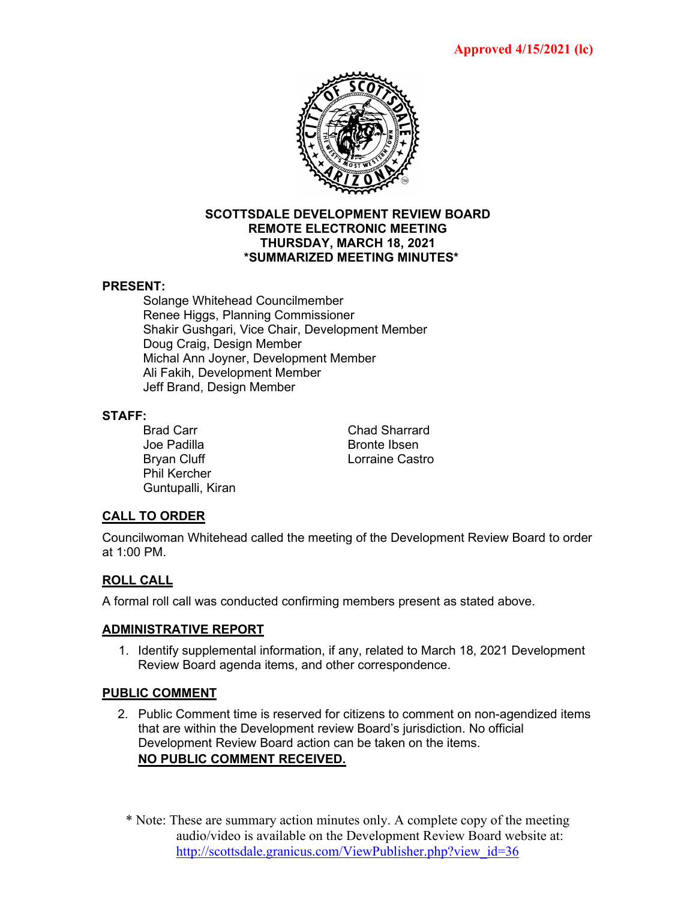Approved 4/15/2021 (lc)

**SCOTTSDALE DEVELOPMENT REVIEW BOARD**
**REMOTE ELECTRONIC MEETING**
**THURSDAY, MARCH 18, 2021**
***SUMMARIZED MEETING MINUTES***

**PRESENT:**

Solange Whitehead Councilmember
Renee Higgs, Planning Commissioner
Shakir Gushgari, Vice Chair, Development Member
Doug Craig, Design Member
Michal Ann Joyner, Development Member
Ali Fakih, Development Member
Jeff Brand, Design Member

**STAFF:**

Brad Carr
Joe Padilla
Bryan Cluff
Phil Kercher
Guntupalli, Kiran
Chad Sharrard
Bronte Ibsen
Lorraine Castro

## CALL TO ORDER

Councilwoman Whitehead called the meeting of the Development Review Board to order at 1:00 PM.

## ROLL CALL

A formal roll call was conducted confirming members present as stated above.

## ADMINISTRATIVE REPORT

1. Identify supplemental information, if any, related to March 18, 2021 Development Review Board agenda items, and other correspondence.

## PUBLIC COMMENT

2. Public Comment time is reserved for citizens to comment on non-agendized items that are within the Development review Board's jurisdiction. No official Development Review Board action can be taken on the items.
   **NO PUBLIC COMMENT RECEIVED.**

\* Note: These are summary action minutes only. A complete copy of the meeting audio/video is available on the Development Review Board website at: http://scottsdale.granicus.com/ViewPublisher.php?view_id=36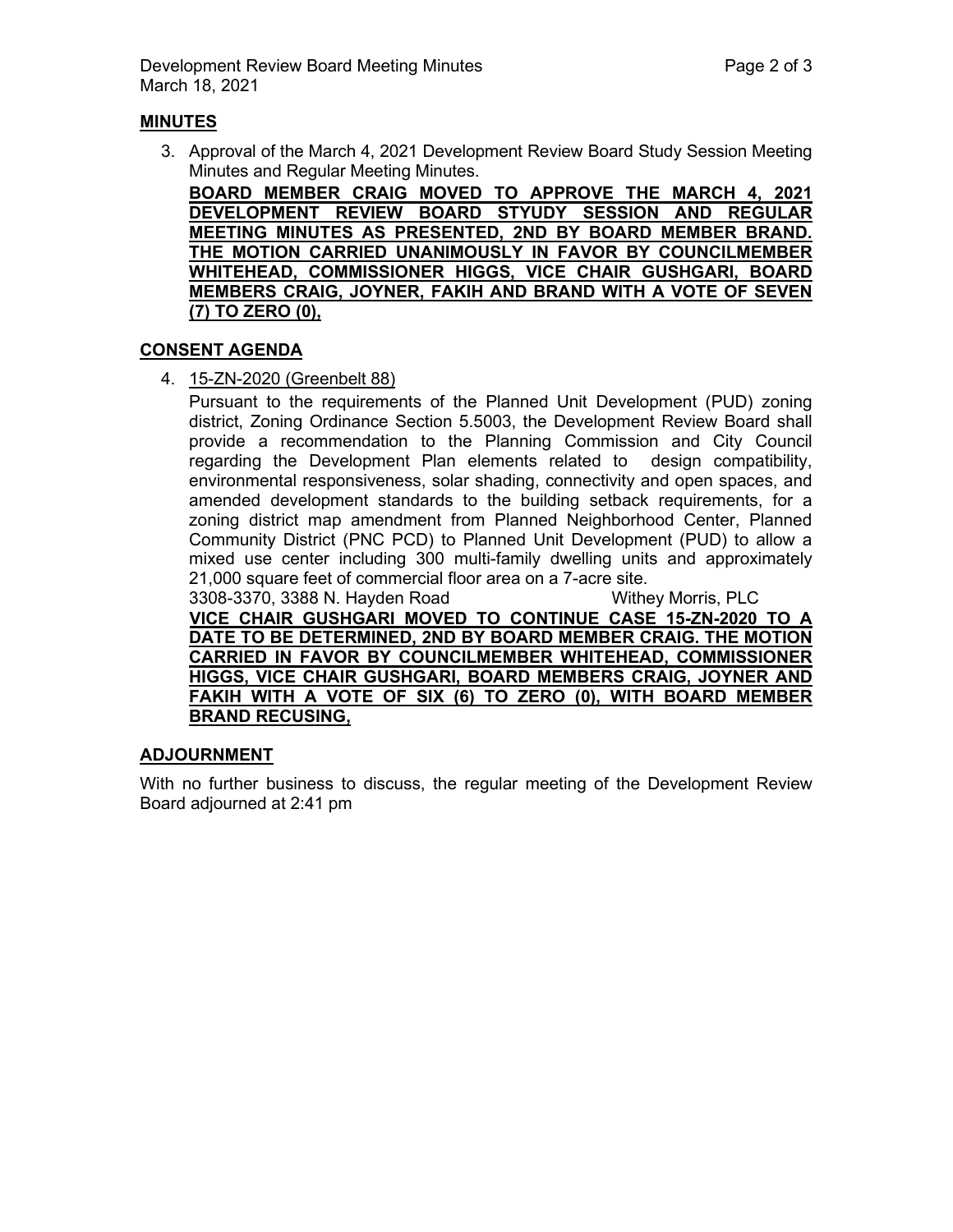## MINUTES

3. Approval of the March 4, 2021 Development Review Board Study Session Meeting Minutes and Regular Meeting Minutes.
   **BOARD MEMBER CRAIG MOVED TO APPROVE THE MARCH 4, 2021 DEVELOPMENT REVIEW BOARD STYUDY SESSION AND REGULAR MEETING MINUTES AS PRESENTED, 2ND BY BOARD MEMBER BRAND. THE MOTION CARRIED UNANIMOUSLY IN FAVOR BY COUNCILMEMBER WHITEHEAD, COMMISSIONER HIGGS, VICE CHAIR GUSHGARI, BOARD MEMBERS CRAIG, JOYNER, FAKIH AND BRAND WITH A VOTE OF SEVEN (7) TO ZERO (0),**

## CONSENT AGENDA

4. 15-ZN-2020 (Greenbelt 88)
   Pursuant to the requirements of the Planned Unit Development (PUD) zoning district, Zoning Ordinance Section 5.5003, the Development Review Board shall provide a recommendation to the Planning Commission and City Council regarding the Development Plan elements related to design compatibility, environmental responsiveness, solar shading, connectivity and open spaces, and amended development standards to the building setback requirements, for a zoning district map amendment from Planned Neighborhood Center, Planned Community District (PNC PCD) to Planned Unit Development (PUD) to allow a mixed use center including 300 multi-family dwelling units and approximately 21,000 square feet of commercial floor area on a 7-acre site.
   3308-3370, 3388 N. Hayden Road Withey Morris, PLC
   **VICE CHAIR GUSHGARI MOVED TO CONTINUE CASE 15-ZN-2020 TO A DATE TO BE DETERMINED, 2ND BY BOARD MEMBER CRAIG. THE MOTION CARRIED IN FAVOR BY COUNCILMEMBER WHITEHEAD, COMMISSIONER HIGGS, VICE CHAIR GUSHGARI, BOARD MEMBERS CRAIG, JOYNER AND FAKIH WITH A VOTE OF SIX (6) TO ZERO (0), WITH BOARD MEMBER BRAND RECUSING,**

## ADJOURNMENT

With no further business to discuss, the regular meeting of the Development Review Board adjourned at 2:41 pm